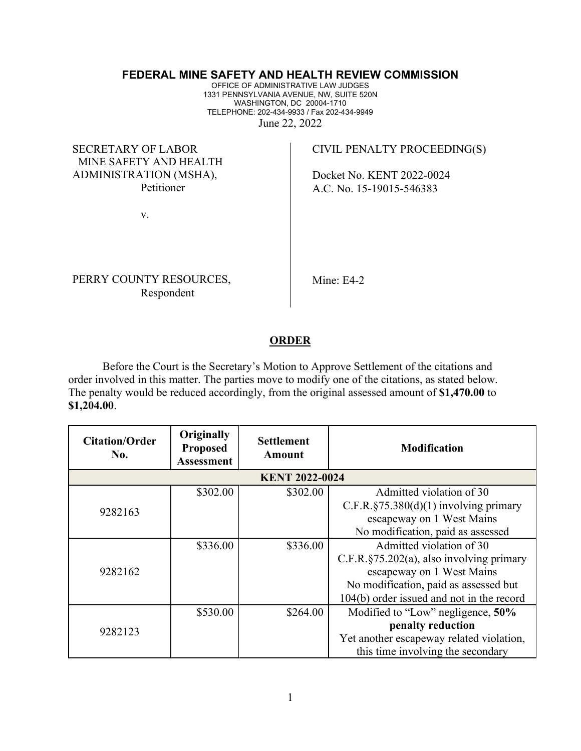**FEDERAL MINE SAFETY AND HEALTH REVIEW COMMISSION**

OFFICE OF ADMINISTRATIVE LAW JUDGES
1331 PENNSYLVANIA AVENUE, NW, SUITE 520N
WASHINGTON, DC 20004-1710
TELEPHONE: 202-434-9933 / Fax 202-434-9949

June 22, 2022

| | |
|---|---|
| SECRETARY OF LABOR MINE SAFETY AND HEALTH ADMINISTRATION (MSHA), Petitioner | CIVIL PENALTY PROCEEDING(S) |
| | Docket No. KENT 2022-0024 |
| v. | A.C. No. 15-19015-546383 |
| PERRY COUNTY RESOURCES, Respondent | Mine: E4-2 |

## ORDER

Before the Court is the Secretary's Motion to Approve Settlement of the citations and order involved in this matter. The parties move to modify one of the citations, as stated below. The penalty would be reduced accordingly, from the original assessed amount of **$1,470.00** to **$1,204.00**.

| Citation/Order No. | Originally Proposed Assessment | Settlement Amount | Modification |
|---|---|---|---|
| **KENT 2022-0024** | | | |
| 9282163 | $302.00 | $302.00 | Admitted violation of 30 C.F.R.§75.380(d)(1) involving primary escapeway on 1 West Mains No modification, paid as assessed |
| 9282162 | $336.00 | $336.00 | Admitted violation of 30 C.F.R.§75.202(a), also involving primary escapeway on 1 West Mains No modification, paid as assessed but 104(b) order issued and not in the record |
| 9282123 | $530.00 | $264.00 | Modified to "Low" negligence, **50% penalty reduction** Yet another escapeway related violation, this time involving the secondary |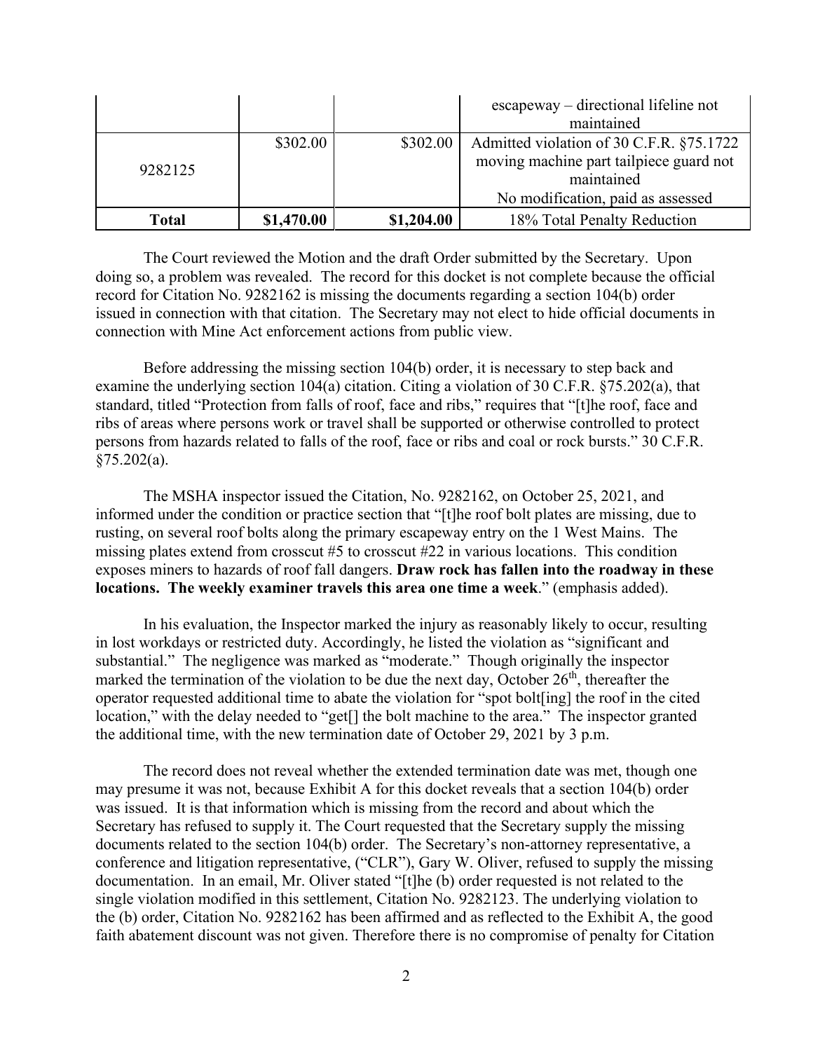| | | | escapeway – directional lifeline not maintained |
|---|---|---|---|
| 9282125 | \$302.00 | \$302.00 | Admitted violation of 30 C.F.R. §75.1722 moving machine part tailpiece guard not maintained<br>No modification, paid as assessed |
| **Total** | **\$1,470.00** | **\$1,204.00** | 18% Total Penalty Reduction |

The Court reviewed the Motion and the draft Order submitted by the Secretary. Upon doing so, a problem was revealed. The record for this docket is not complete because the official record for Citation No. 9282162 is missing the documents regarding a section 104(b) order issued in connection with that citation. The Secretary may not elect to hide official documents in connection with Mine Act enforcement actions from public view.

Before addressing the missing section 104(b) order, it is necessary to step back and examine the underlying section 104(a) citation. Citing a violation of 30 C.F.R. §75.202(a), that standard, titled "Protection from falls of roof, face and ribs," requires that "[t]he roof, face and ribs of areas where persons work or travel shall be supported or otherwise controlled to protect persons from hazards related to falls of the roof, face or ribs and coal or rock bursts." 30 C.F.R. §75.202(a).

The MSHA inspector issued the Citation, No. 9282162, on October 25, 2021, and informed under the condition or practice section that "[t]he roof bolt plates are missing, due to rusting, on several roof bolts along the primary escapeway entry on the 1 West Mains. The missing plates extend from crosscut #5 to crosscut #22 in various locations. This condition exposes miners to hazards of roof fall dangers. **Draw rock has fallen into the roadway in these locations. The weekly examiner travels this area one time a week**." (emphasis added).

In his evaluation, the Inspector marked the injury as reasonably likely to occur, resulting in lost workdays or restricted duty. Accordingly, he listed the violation as "significant and substantial." The negligence was marked as "moderate." Though originally the inspector marked the termination of the violation to be due the next day, October 26th, thereafter the operator requested additional time to abate the violation for "spot bolt[ing] the roof in the cited location," with the delay needed to "get[] the bolt machine to the area." The inspector granted the additional time, with the new termination date of October 29, 2021 by 3 p.m.

The record does not reveal whether the extended termination date was met, though one may presume it was not, because Exhibit A for this docket reveals that a section 104(b) order was issued. It is that information which is missing from the record and about which the Secretary has refused to supply it. The Court requested that the Secretary supply the missing documents related to the section 104(b) order. The Secretary's non-attorney representative, a conference and litigation representative, ("CLR"), Gary W. Oliver, refused to supply the missing documentation. In an email, Mr. Oliver stated "[t]he (b) order requested is not related to the single violation modified in this settlement, Citation No. 9282123. The underlying violation to the (b) order, Citation No. 9282162 has been affirmed and as reflected to the Exhibit A, the good faith abatement discount was not given. Therefore there is no compromise of penalty for Citation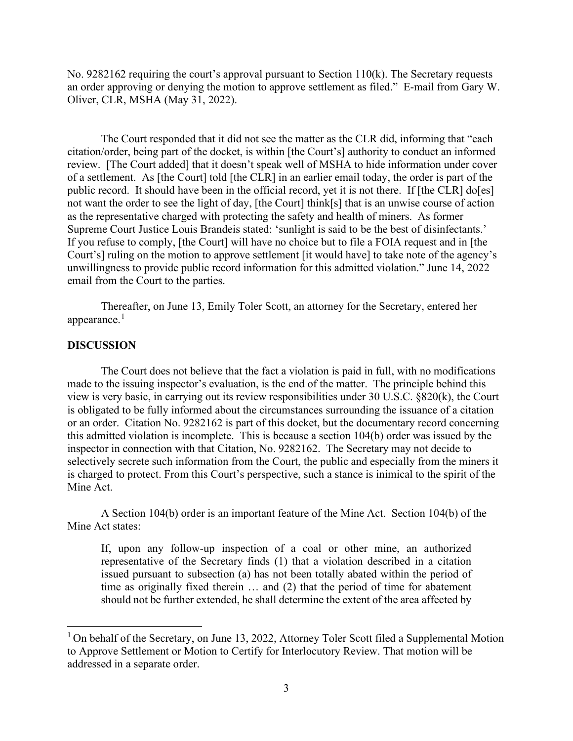No. 9282162 requiring the court's approval pursuant to Section 110(k). The Secretary requests an order approving or denying the motion to approve settlement as filed." E-mail from Gary W. Oliver, CLR, MSHA (May 31, 2022).

The Court responded that it did not see the matter as the CLR did, informing that "each citation/order, being part of the docket, is within [the Court's] authority to conduct an informed review. [The Court added] that it doesn't speak well of MSHA to hide information under cover of a settlement. As [the Court] told [the CLR] in an earlier email today, the order is part of the public record. It should have been in the official record, yet it is not there. If [the CLR] do[es] not want the order to see the light of day, [the Court] think[s] that is an unwise course of action as the representative charged with protecting the safety and health of miners. As former Supreme Court Justice Louis Brandeis stated: 'sunlight is said to be the best of disinfectants.' If you refuse to comply, [the Court] will have no choice but to file a FOIA request and in [the Court's] ruling on the motion to approve settlement [it would have] to take note of the agency's unwillingness to provide public record information for this admitted violation." June 14, 2022 email from the Court to the parties.

Thereafter, on June 13, Emily Toler Scott, an attorney for the Secretary, entered her appearance.[1]

**DISCUSSION**

The Court does not believe that the fact a violation is paid in full, with no modifications made to the issuing inspector's evaluation, is the end of the matter. The principle behind this view is very basic, in carrying out its review responsibilities under 30 U.S.C. §820(k), the Court is obligated to be fully informed about the circumstances surrounding the issuance of a citation or an order. Citation No. 9282162 is part of this docket, but the documentary record concerning this admitted violation is incomplete. This is because a section 104(b) order was issued by the inspector in connection with that Citation, No. 9282162. The Secretary may not decide to selectively secrete such information from the Court, the public and especially from the miners it is charged to protect. From this Court's perspective, such a stance is inimical to the spirit of the Mine Act.

A Section 104(b) order is an important feature of the Mine Act. Section 104(b) of the Mine Act states:

> If, upon any follow-up inspection of a coal or other mine, an authorized representative of the Secretary finds (1) that a violation described in a citation issued pursuant to subsection (a) has not been totally abated within the period of time as originally fixed therein … and (2) that the period of time for abatement should not be further extended, he shall determine the extent of the area affected by

[1] On behalf of the Secretary, on June 13, 2022, Attorney Toler Scott filed a Supplemental Motion to Approve Settlement or Motion to Certify for Interlocutory Review. That motion will be addressed in a separate order.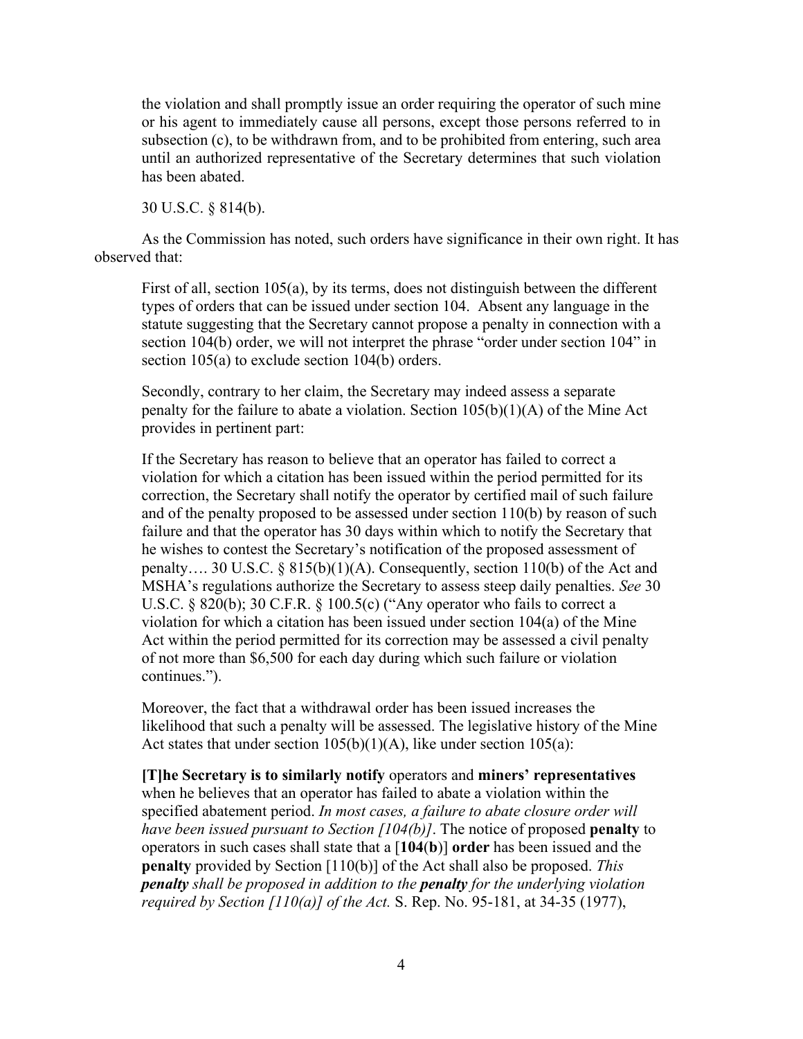the violation and shall promptly issue an order requiring the operator of such mine or his agent to immediately cause all persons, except those persons referred to in subsection (c), to be withdrawn from, and to be prohibited from entering, such area until an authorized representative of the Secretary determines that such violation has been abated.

30 U.S.C. § 814(b).

As the Commission has noted, such orders have significance in their own right. It has observed that:

> First of all, section 105(a), by its terms, does not distinguish between the different types of orders that can be issued under section 104. Absent any language in the statute suggesting that the Secretary cannot propose a penalty in connection with a section 104(b) order, we will not interpret the phrase "order under section 104" in section 105(a) to exclude section 104(b) orders.
>
> Secondly, contrary to her claim, the Secretary may indeed assess a separate penalty for the failure to abate a violation. Section 105(b)(1)(A) of the Mine Act provides in pertinent part:
>
> If the Secretary has reason to believe that an operator has failed to correct a violation for which a citation has been issued within the period permitted for its correction, the Secretary shall notify the operator by certified mail of such failure and of the penalty proposed to be assessed under section 110(b) by reason of such failure and that the operator has 30 days within which to notify the Secretary that he wishes to contest the Secretary's notification of the proposed assessment of penalty…. 30 U.S.C. § 815(b)(1)(A). Consequently, section 110(b) of the Act and MSHA's regulations authorize the Secretary to assess steep daily penalties. *See* 30 U.S.C. § 820(b); 30 C.F.R. § 100.5(c) ("Any operator who fails to correct a violation for which a citation has been issued under section 104(a) of the Mine Act within the period permitted for its correction may be assessed a civil penalty of not more than $6,500 for each day during which such failure or violation continues.").
>
> Moreover, the fact that a withdrawal order has been issued increases the likelihood that such a penalty will be assessed. The legislative history of the Mine Act states that under section 105(b)(1)(A), like under section 105(a):
>
> **[T]he Secretary is to similarly notify** operators and **miners' representatives** when he believes that an operator has failed to abate a violation within the specified abatement period. *In most cases, a failure to abate closure order will have been issued pursuant to Section [104(b)]*. The notice of proposed **penalty** to operators in such cases shall state that a [**104**(**b**)] **order** has been issued and the **penalty** provided by Section [110(b)] of the Act shall also be proposed. *This **penalty** shall be proposed in addition to the **penalty** for the underlying violation required by Section [110(a)] of the Act.* S. Rep. No. 95-181, at 34-35 (1977),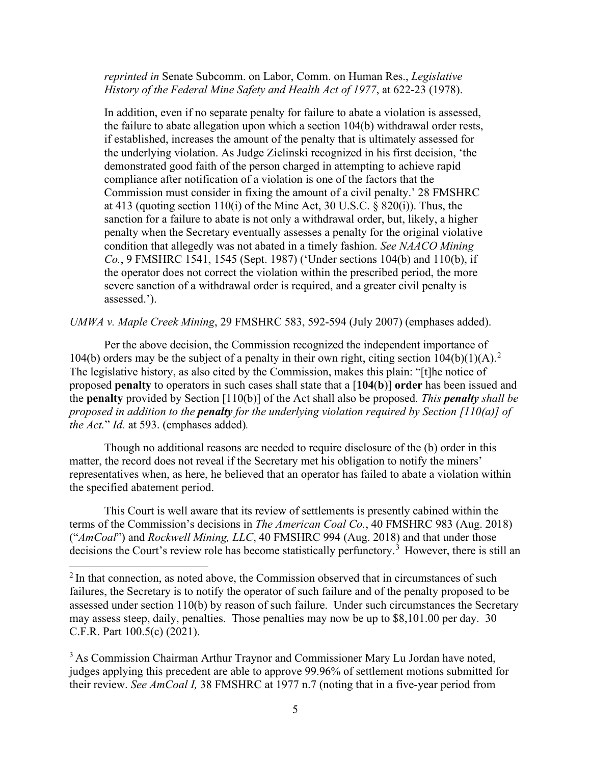> *reprinted in* Senate Subcomm. on Labor, Comm. on Human Res., *Legislative History of the Federal Mine Safety and Health Act of 1977*, at 622-23 (1978).
>
> In addition, even if no separate penalty for failure to abate a violation is assessed, the failure to abate allegation upon which a section 104(b) withdrawal order rests, if established, increases the amount of the penalty that is ultimately assessed for the underlying violation. As Judge Zielinski recognized in his first decision, 'the demonstrated good faith of the person charged in attempting to achieve rapid compliance after notification of a violation is one of the factors that the Commission must consider in fixing the amount of a civil penalty.' 28 FMSHRC at 413 (quoting section 110(i) of the Mine Act, 30 U.S.C. § 820(i)). Thus, the sanction for a failure to abate is not only a withdrawal order, but, likely, a higher penalty when the Secretary eventually assesses a penalty for the original violative condition that allegedly was not abated in a timely fashion. *See NAACO Mining Co.*, 9 FMSHRC 1541, 1545 (Sept. 1987) ('Under sections 104(b) and 110(b), if the operator does not correct the violation within the prescribed period, the more severe sanction of a withdrawal order is required, and a greater civil penalty is assessed.').

*UMWA v. Maple Creek Mining*, 29 FMSHRC 583, 592-594 (July 2007) (emphases added).

Per the above decision, the Commission recognized the independent importance of 104(b) orders may be the subject of a penalty in their own right, citing section 104(b)(1)(A).[2] The legislative history, as also cited by the Commission, makes this plain: "[t]he notice of proposed **penalty** to operators in such cases shall state that a [**104**(**b**)] **order** has been issued and the **penalty** provided by Section [110(b)] of the Act shall also be proposed. *This **penalty** shall be proposed in addition to the **penalty** for the underlying violation required by Section [110(a)] of the Act.*" *Id.* at 593. (emphases added).

Though no additional reasons are needed to require disclosure of the (b) order in this matter, the record does not reveal if the Secretary met his obligation to notify the miners' representatives when, as here, he believed that an operator has failed to abate a violation within the specified abatement period.

This Court is well aware that its review of settlements is presently cabined within the terms of the Commission's decisions in *The American Coal Co.*, 40 FMSHRC 983 (Aug. 2018) ("*AmCoal*") and *Rockwell Mining, LLC*, 40 FMSHRC 994 (Aug. 2018) and that under those decisions the Court's review role has become statistically perfunctory.[3] However, there is still an

---

[2] In that connection, as noted above, the Commission observed that in circumstances of such failures, the Secretary is to notify the operator of such failure and of the penalty proposed to be assessed under section 110(b) by reason of such failure. Under such circumstances the Secretary may assess steep, daily, penalties. Those penalties may now be up to $8,101.00 per day. 30 C.F.R. Part 100.5(c) (2021).

[3] As Commission Chairman Arthur Traynor and Commissioner Mary Lu Jordan have noted, judges applying this precedent are able to approve 99.96% of settlement motions submitted for their review. *See AmCoal I,* 38 FMSHRC at 1977 n.7 (noting that in a five-year period from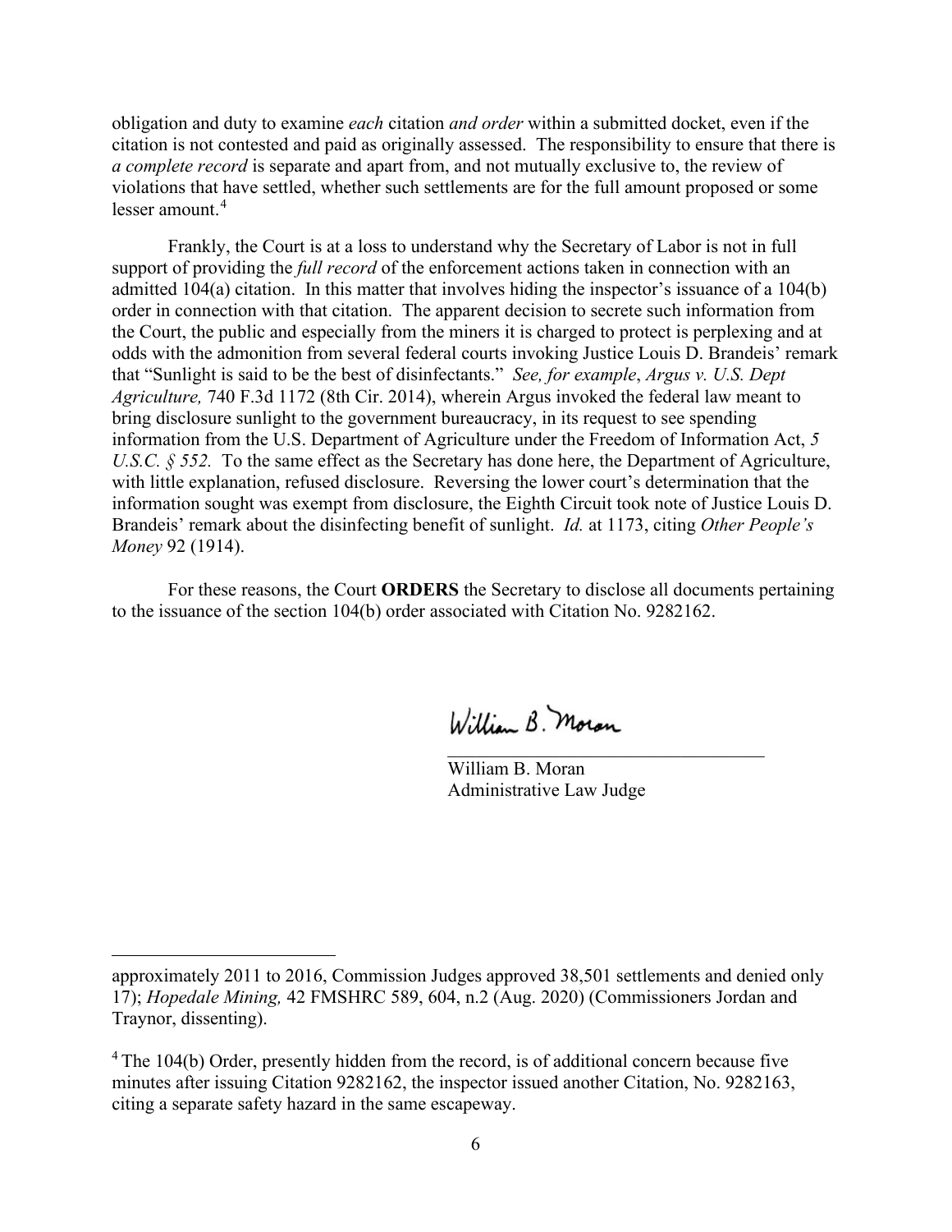obligation and duty to examine *each* citation *and order* within a submitted docket, even if the citation is not contested and paid as originally assessed. The responsibility to ensure that there is *a complete record* is separate and apart from, and not mutually exclusive to, the review of violations that have settled, whether such settlements are for the full amount proposed or some lesser amount.[4]

Frankly, the Court is at a loss to understand why the Secretary of Labor is not in full support of providing the *full record* of the enforcement actions taken in connection with an admitted 104(a) citation. In this matter that involves hiding the inspector's issuance of a 104(b) order in connection with that citation. The apparent decision to secrete such information from the Court, the public and especially from the miners it is charged to protect is perplexing and at odds with the admonition from several federal courts invoking Justice Louis D. Brandeis' remark that "Sunlight is said to be the best of disinfectants." *See, for example*, *Argus v. U.S. Dept Agriculture,* 740 F.3d 1172 (8th Cir. 2014), wherein Argus invoked the federal law meant to bring disclosure sunlight to the government bureaucracy, in its request to see spending information from the U.S. Department of Agriculture under the Freedom of Information Act, *5 U.S.C. § 552.* To the same effect as the Secretary has done here, the Department of Agriculture, with little explanation, refused disclosure. Reversing the lower court's determination that the information sought was exempt from disclosure, the Eighth Circuit took note of Justice Louis D. Brandeis' remark about the disinfecting benefit of sunlight. *Id.* at 1173, citing *Other People's Money* 92 (1914).

For these reasons, the Court **ORDERS** the Secretary to disclose all documents pertaining to the issuance of the section 104(b) order associated with Citation No. 9282162.

William B. Moran
Administrative Law Judge

---

approximately 2011 to 2016, Commission Judges approved 38,501 settlements and denied only 17); *Hopedale Mining,* 42 FMSHRC 589, 604, n.2 (Aug. 2020) (Commissioners Jordan and Traynor, dissenting).

[4] The 104(b) Order, presently hidden from the record, is of additional concern because five minutes after issuing Citation 9282162, the inspector issued another Citation, No. 9282163, citing a separate safety hazard in the same escapeway.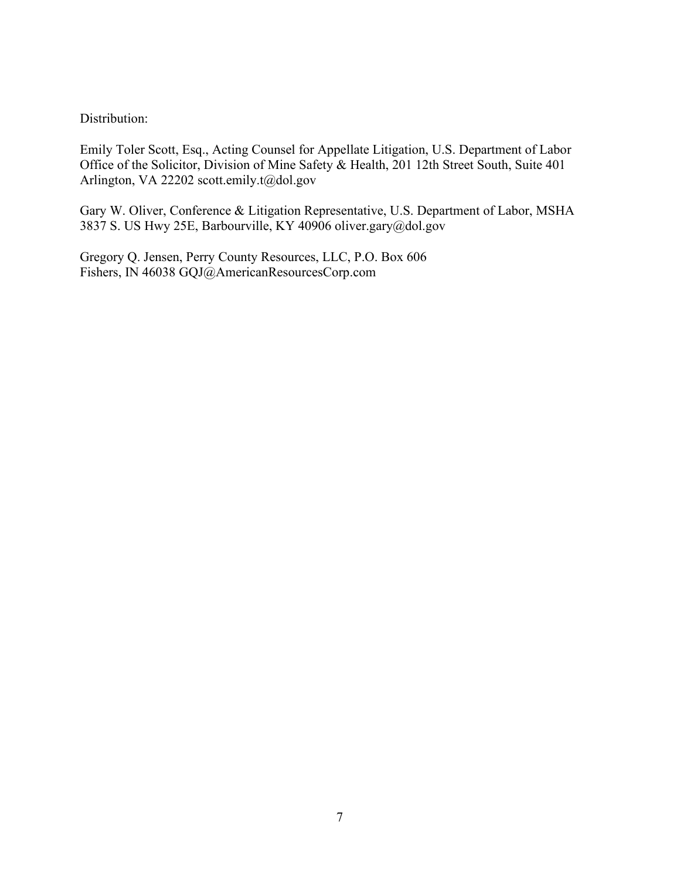Distribution:

Emily Toler Scott, Esq., Acting Counsel for Appellate Litigation, U.S. Department of Labor Office of the Solicitor, Division of Mine Safety & Health, 201 12th Street South, Suite 401 Arlington, VA 22202 scott.emily.t@dol.gov

Gary W. Oliver, Conference & Litigation Representative, U.S. Department of Labor, MSHA 3837 S. US Hwy 25E, Barbourville, KY 40906 oliver.gary@dol.gov

Gregory Q. Jensen, Perry County Resources, LLC, P.O. Box 606 Fishers, IN 46038 GQJ@AmericanResourcesCorp.com